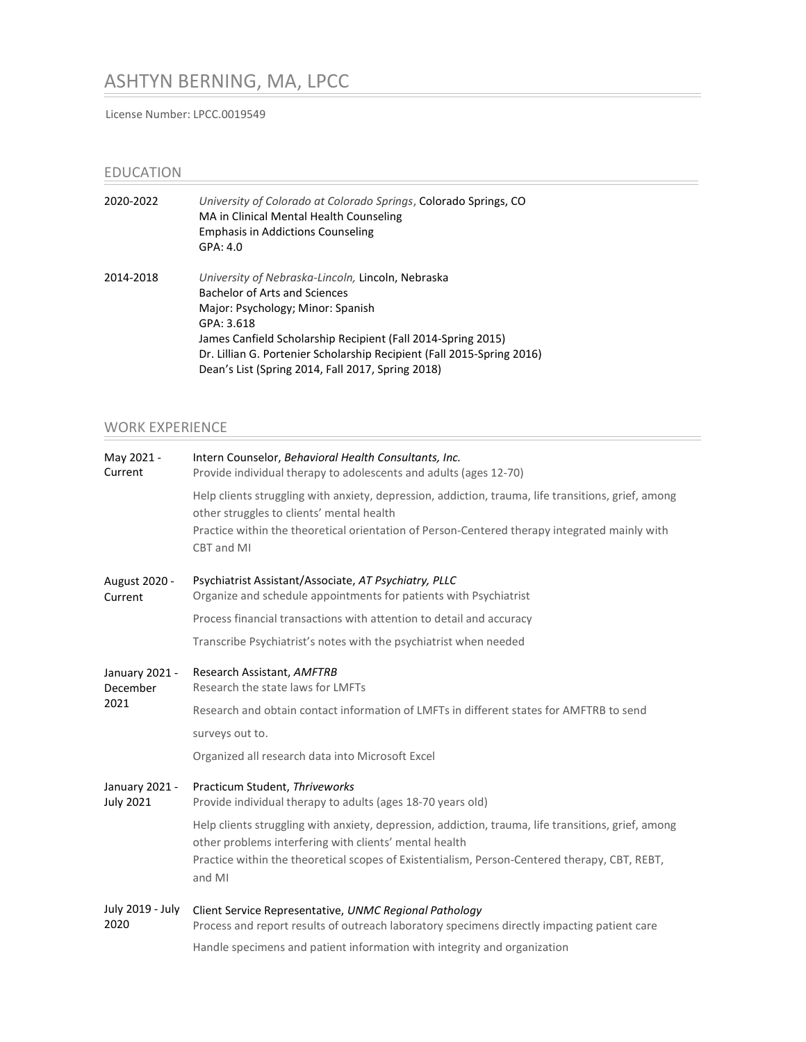# ASHTYN BERNING, MA, LPCC

License Number: LPCC.0019549

## EDUCATION

**2020-2022**
*University of Colorado at Colorado Springs*, Colorado Springs, CO
MA in Clinical Mental Health Counseling
Emphasis in Addictions Counseling
GPA: 4.0

**2014-2018**
*University of Nebraska-Lincoln,* Lincoln, Nebraska
Bachelor of Arts and Sciences
Major: Psychology; Minor: Spanish
GPA: 3.618
James Canfield Scholarship Recipient (Fall 2014-Spring 2015)
Dr. Lillian G. Portenier Scholarship Recipient (Fall 2015-Spring 2016)
Dean's List (Spring 2014, Fall 2017, Spring 2018)

## WORK EXPERIENCE

**May 2021 - Current**
Intern Counselor, *Behavioral Health Consultants, Inc.*
Provide individual therapy to adolescents and adults (ages 12-70)

Help clients struggling with anxiety, depression, addiction, trauma, life transitions, grief, among other struggles to clients' mental health
Practice within the theoretical orientation of Person-Centered therapy integrated mainly with CBT and MI

**August 2020 - Current**
Psychiatrist Assistant/Associate, *AT Psychiatry, PLLC*
Organize and schedule appointments for patients with Psychiatrist

Process financial transactions with attention to detail and accuracy

Transcribe Psychiatrist's notes with the psychiatrist when needed

**January 2021 - December 2021**
Research Assistant, *AMFTRB*
Research the state laws for LMFTs

Research and obtain contact information of LMFTs in different states for AMFTRB to send surveys out to.

Organized all research data into Microsoft Excel

**January 2021 - July 2021**
Practicum Student, *Thriveworks*
Provide individual therapy to adults (ages 18-70 years old)

Help clients struggling with anxiety, depression, addiction, trauma, life transitions, grief, among other problems interfering with clients' mental health
Practice within the theoretical scopes of Existentialism, Person-Centered therapy, CBT, REBT, and MI

**July 2019 - July 2020**
Client Service Representative, *UNMC Regional Pathology*
Process and report results of outreach laboratory specimens directly impacting patient care

Handle specimens and patient information with integrity and organization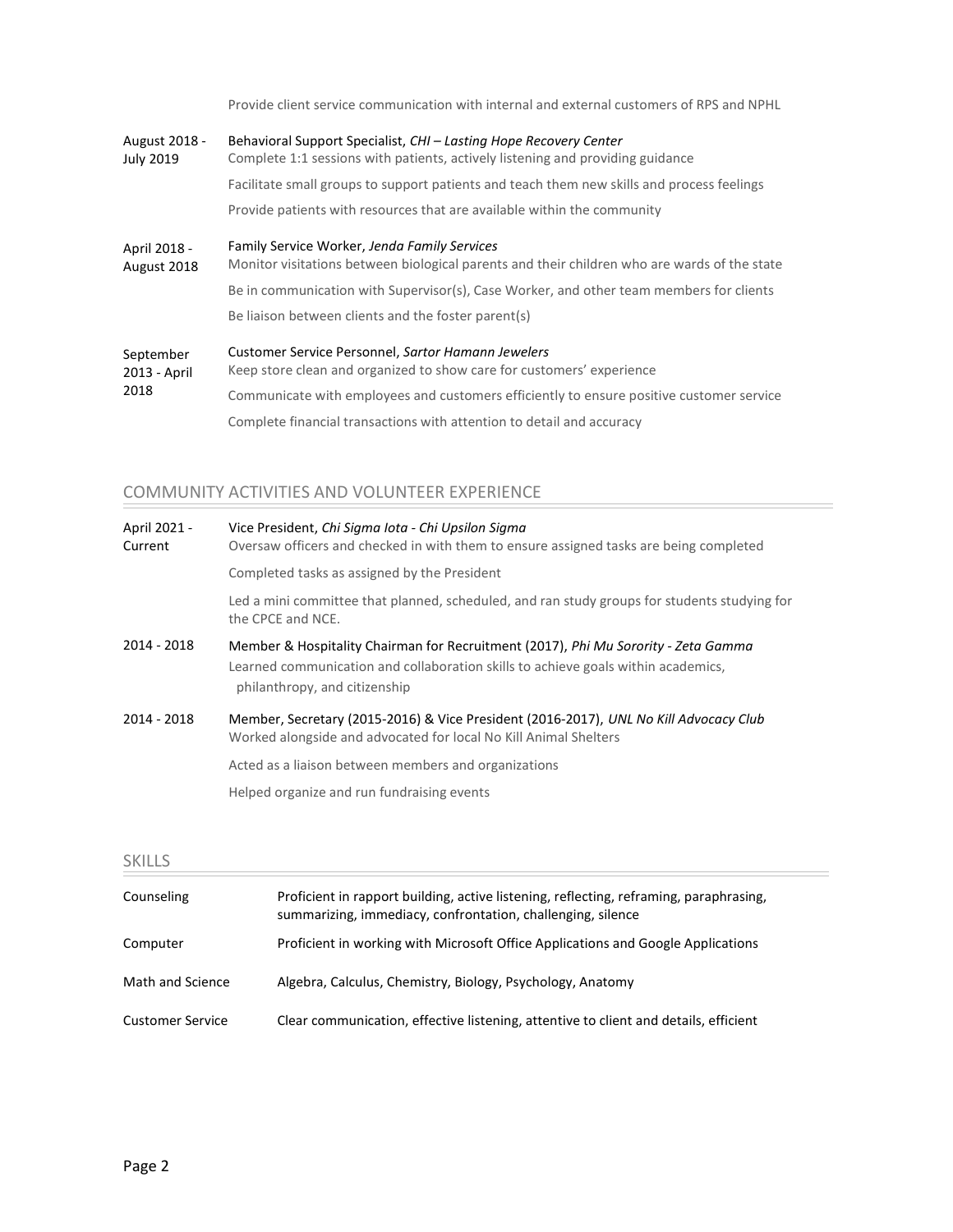Provide client service communication with internal and external customers of RPS and NPHL

| | | |
|---|---|---|
| August 2018 - July 2019 | Behavioral Support Specialist, *CHI – Lasting Hope Recovery Center* | |
| | Complete 1:1 sessions with patients, actively listening and providing guidance | |
| | Facilitate small groups to support patients and teach them new skills and process feelings | |
| | Provide patients with resources that are available within the community | |
| April 2018 - August 2018 | Family Service Worker, *Jenda Family Services* | |
| | Monitor visitations between biological parents and their children who are wards of the state | |
| | Be in communication with Supervisor(s), Case Worker, and other team members for clients | |
| | Be liaison between clients and the foster parent(s) | |
| September 2013 - April 2018 | Customer Service Personnel, *Sartor Hamann Jewelers* | |
| | Keep store clean and organized to show care for customers' experience | |
| | Communicate with employees and customers efficiently to ensure positive customer service | |
| | Complete financial transactions with attention to detail and accuracy | |

## COMMUNITY ACTIVITIES AND VOLUNTEER EXPERIENCE

**April 2021 - Current** — Vice President, *Chi Sigma Iota - Chi Upsilon Sigma*

- Oversaw officers and checked in with them to ensure assigned tasks are being completed
- Completed tasks as assigned by the President
- Led a mini committee that planned, scheduled, and ran study groups for students studying for the CPCE and NCE.

**2014 - 2018** — Member & Hospitality Chairman for Recruitment (2017), *Phi Mu Sorority - Zeta Gamma*

- Learned communication and collaboration skills to achieve goals within academics, philanthropy, and citizenship

**2014 - 2018** — Member, Secretary (2015-2016) & Vice President (2016-2017), *UNL No Kill Advocacy Club*

- Worked alongside and advocated for local No Kill Animal Shelters
- Acted as a liaison between members and organizations
- Helped organize and run fundraising events

## SKILLS

| | |
|---|---|
| Counseling | Proficient in rapport building, active listening, reflecting, reframing, paraphrasing, summarizing, immediacy, confrontation, challenging, silence |
| Computer | Proficient in working with Microsoft Office Applications and Google Applications |
| Math and Science | Algebra, Calculus, Chemistry, Biology, Psychology, Anatomy |
| Customer Service | Clear communication, effective listening, attentive to client and details, efficient |